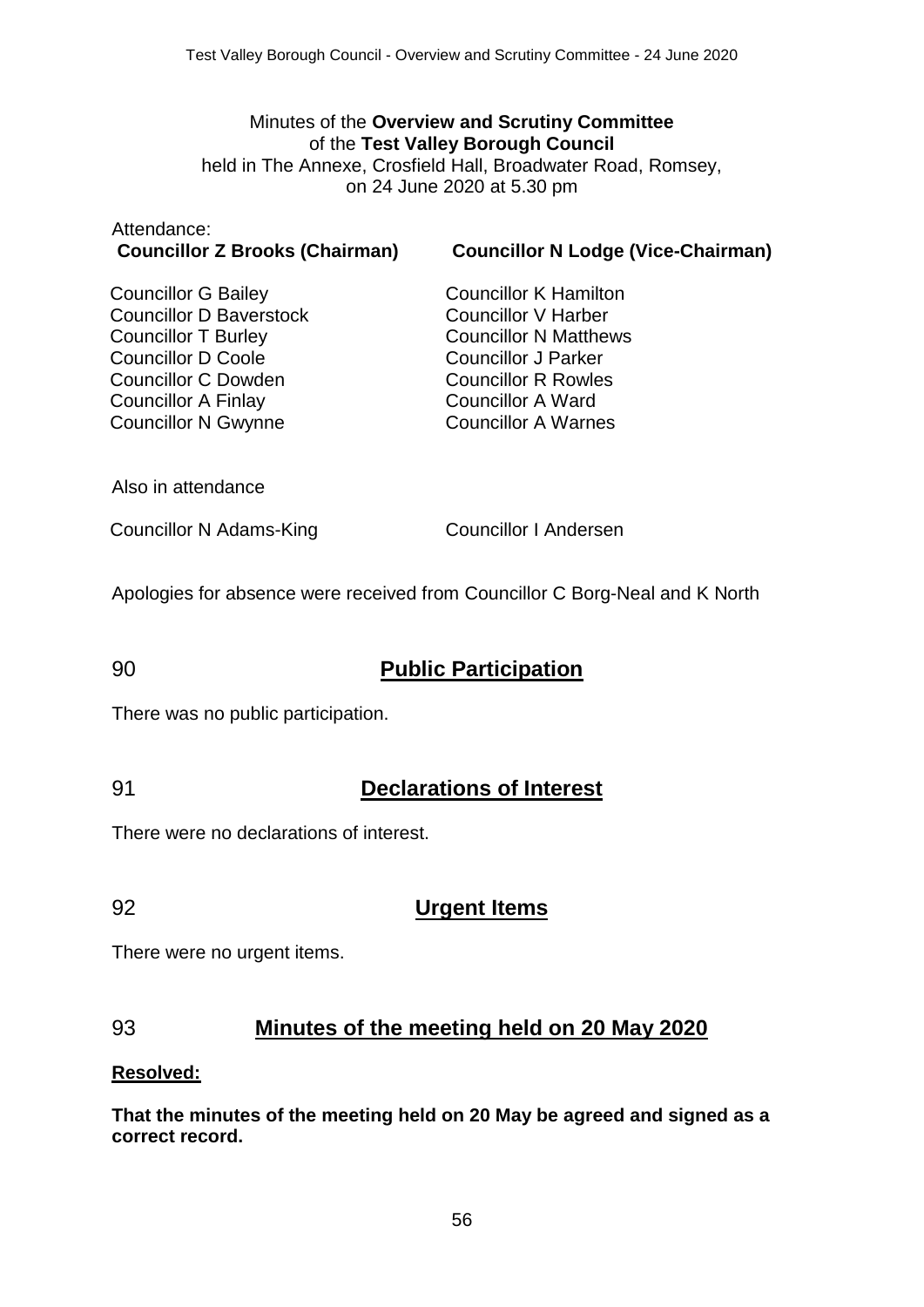Minutes of the **Overview and Scrutiny Committee**
of the **Test Valley Borough Council**
held in The Annexe, Crosfield Hall, Broadwater Road, Romsey,
on 24 June 2020 at 5.30 pm

Attendance:

| **Councillor Z Brooks (Chairman)** | **Councillor N Lodge (Vice-Chairman)** |
|---|---|
| Councillor G Bailey | Councillor K Hamilton |
| Councillor D Baverstock | Councillor V Harber |
| Councillor T Burley | Councillor N Matthews |
| Councillor D Coole | Councillor J Parker |
| Councillor C Dowden | Councillor R Rowles |
| Councillor A Finlay | Councillor A Ward |
| Councillor N Gwynne | Councillor A Warnes |

Also in attendance

| | |
|---|---|
| Councillor N Adams-King | Councillor I Andersen |

Apologies for absence were received from Councillor C Borg-Neal and K North

## 90 Public Participation

There was no public participation.

## 91 Declarations of Interest

There were no declarations of interest.

## 92 Urgent Items

There were no urgent items.

## 93 Minutes of the meeting held on 20 May 2020

**Resolved:**

**That the minutes of the meeting held on 20 May be agreed and signed as a correct record.**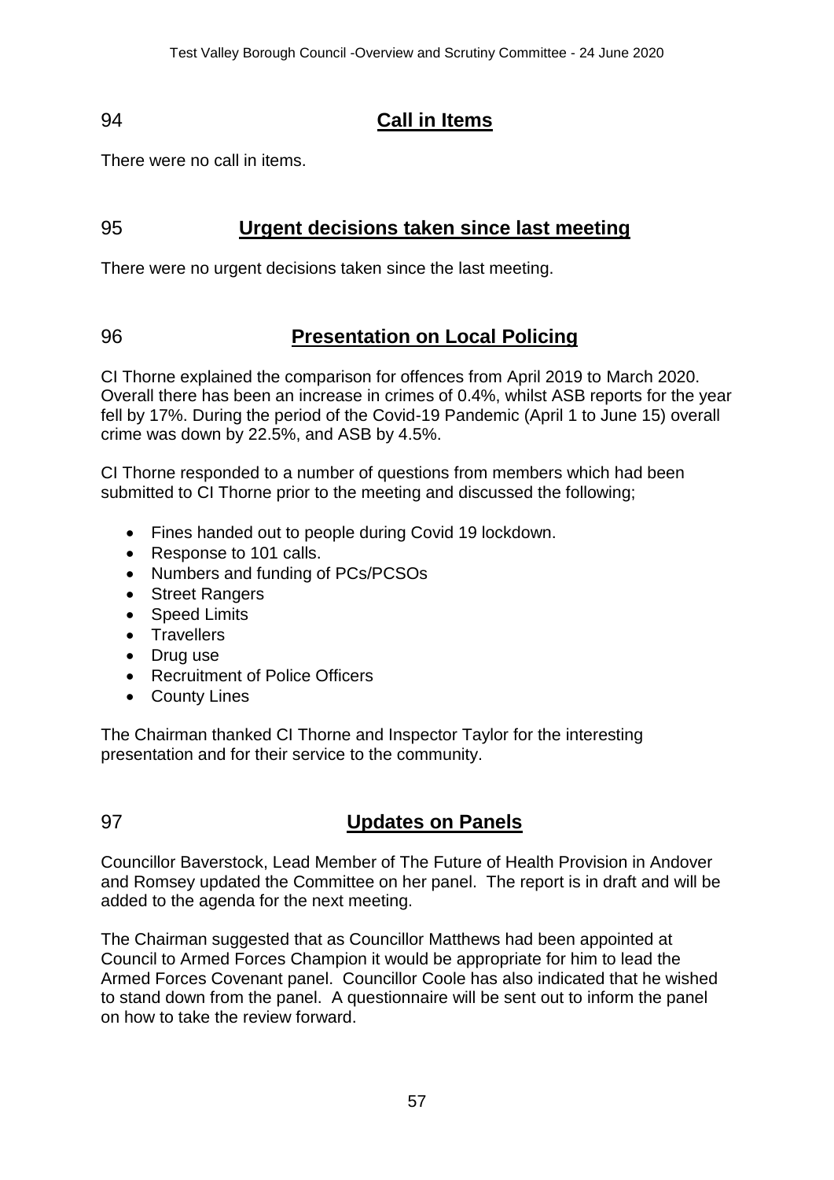## 94 Call in Items

There were no call in items.

## 95 Urgent decisions taken since last meeting

There were no urgent decisions taken since the last meeting.

## 96 Presentation on Local Policing

CI Thorne explained the comparison for offences from April 2019 to March 2020. Overall there has been an increase in crimes of 0.4%, whilst ASB reports for the year fell by 17%. During the period of the Covid-19 Pandemic (April 1 to June 15) overall crime was down by 22.5%, and ASB by 4.5%.

CI Thorne responded to a number of questions from members which had been submitted to CI Thorne prior to the meeting and discussed the following;

- Fines handed out to people during Covid 19 lockdown.
- Response to 101 calls.
- Numbers and funding of PCs/PCSOs
- Street Rangers
- Speed Limits
- Travellers
- Drug use
- Recruitment of Police Officers
- County Lines

The Chairman thanked CI Thorne and Inspector Taylor for the interesting presentation and for their service to the community.

## 97 Updates on Panels

Councillor Baverstock, Lead Member of The Future of Health Provision in Andover and Romsey updated the Committee on her panel. The report is in draft and will be added to the agenda for the next meeting.

The Chairman suggested that as Councillor Matthews had been appointed at Council to Armed Forces Champion it would be appropriate for him to lead the Armed Forces Covenant panel. Councillor Coole has also indicated that he wished to stand down from the panel. A questionnaire will be sent out to inform the panel on how to take the review forward.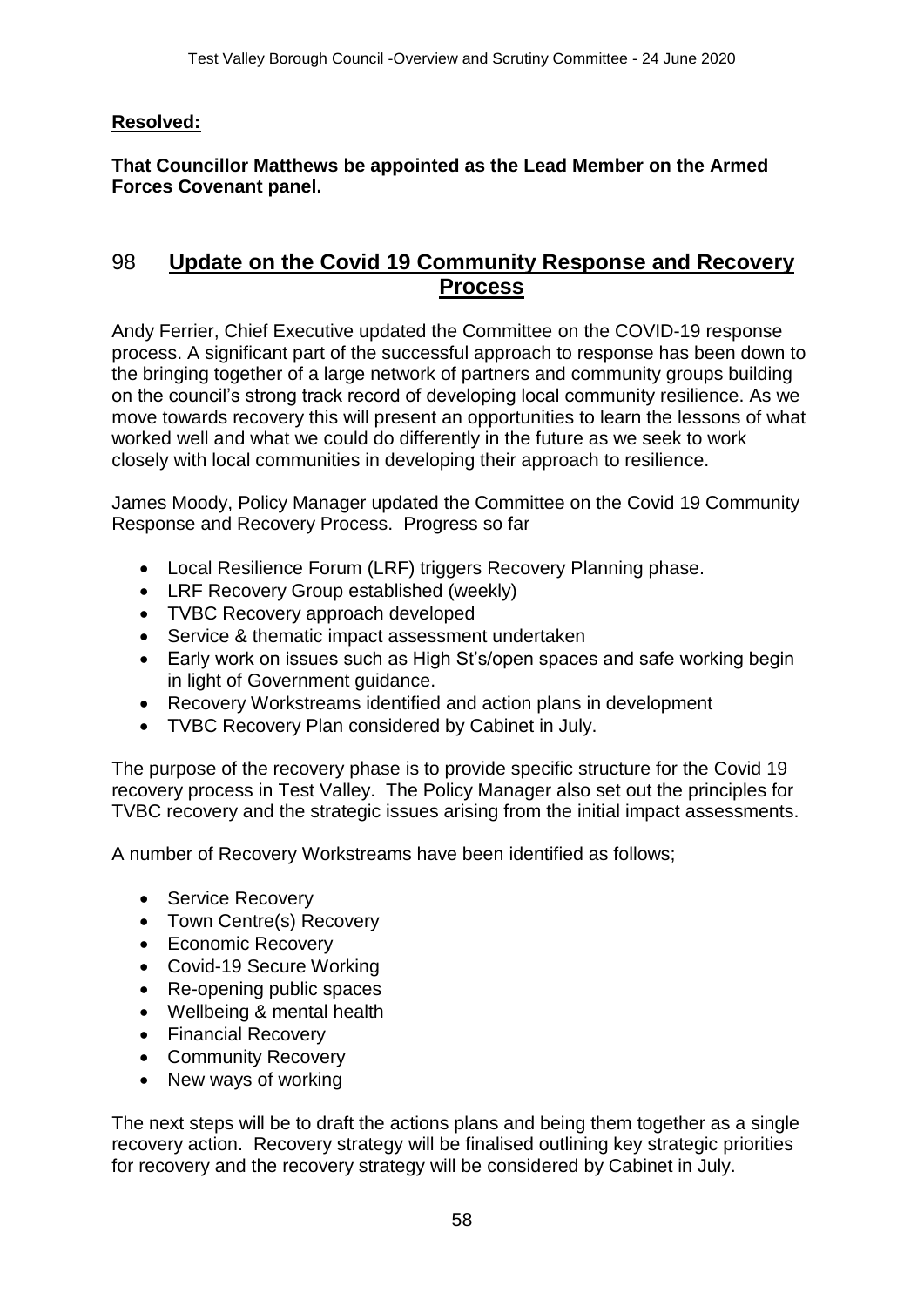**Resolved:**

**That Councillor Matthews be appointed as the Lead Member on the Armed Forces Covenant panel.**

## 98 Update on the Covid 19 Community Response and Recovery Process

Andy Ferrier, Chief Executive updated the Committee on the COVID-19 response process. A significant part of the successful approach to response has been down to the bringing together of a large network of partners and community groups building on the council's strong track record of developing local community resilience. As we move towards recovery this will present an opportunities to learn the lessons of what worked well and what we could do differently in the future as we seek to work closely with local communities in developing their approach to resilience.

James Moody, Policy Manager updated the Committee on the Covid 19 Community Response and Recovery Process. Progress so far

- Local Resilience Forum (LRF) triggers Recovery Planning phase.
- LRF Recovery Group established (weekly)
- TVBC Recovery approach developed
- Service & thematic impact assessment undertaken
- Early work on issues such as High St's/open spaces and safe working begin in light of Government guidance.
- Recovery Workstreams identified and action plans in development
- TVBC Recovery Plan considered by Cabinet in July.

The purpose of the recovery phase is to provide specific structure for the Covid 19 recovery process in Test Valley. The Policy Manager also set out the principles for TVBC recovery and the strategic issues arising from the initial impact assessments.

A number of Recovery Workstreams have been identified as follows;

- Service Recovery
- Town Centre(s) Recovery
- Economic Recovery
- Covid-19 Secure Working
- Re-opening public spaces
- Wellbeing & mental health
- Financial Recovery
- Community Recovery
- New ways of working

The next steps will be to draft the actions plans and being them together as a single recovery action. Recovery strategy will be finalised outlining key strategic priorities for recovery and the recovery strategy will be considered by Cabinet in July.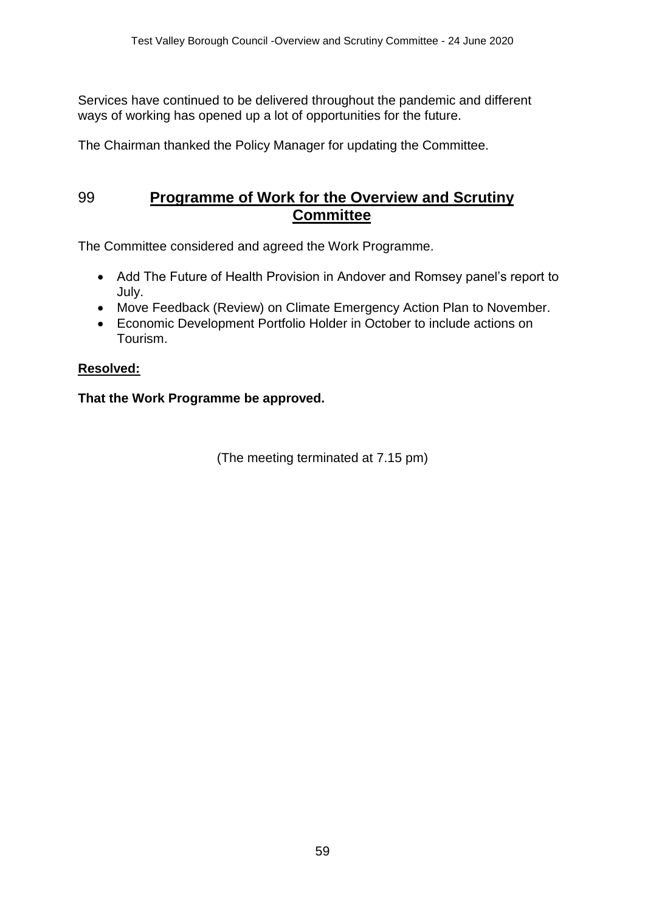Services have continued to be delivered throughout the pandemic and different ways of working has opened up a lot of opportunities for the future.

The Chairman thanked the Policy Manager for updating the Committee.

## 99 Programme of Work for the Overview and Scrutiny Committee

The Committee considered and agreed the Work Programme.

- Add The Future of Health Provision in Andover and Romsey panel's report to July.
- Move Feedback (Review) on Climate Emergency Action Plan to November.
- Economic Development Portfolio Holder in October to include actions on Tourism.

**Resolved:**

**That the Work Programme be approved.**

(The meeting terminated at 7.15 pm)